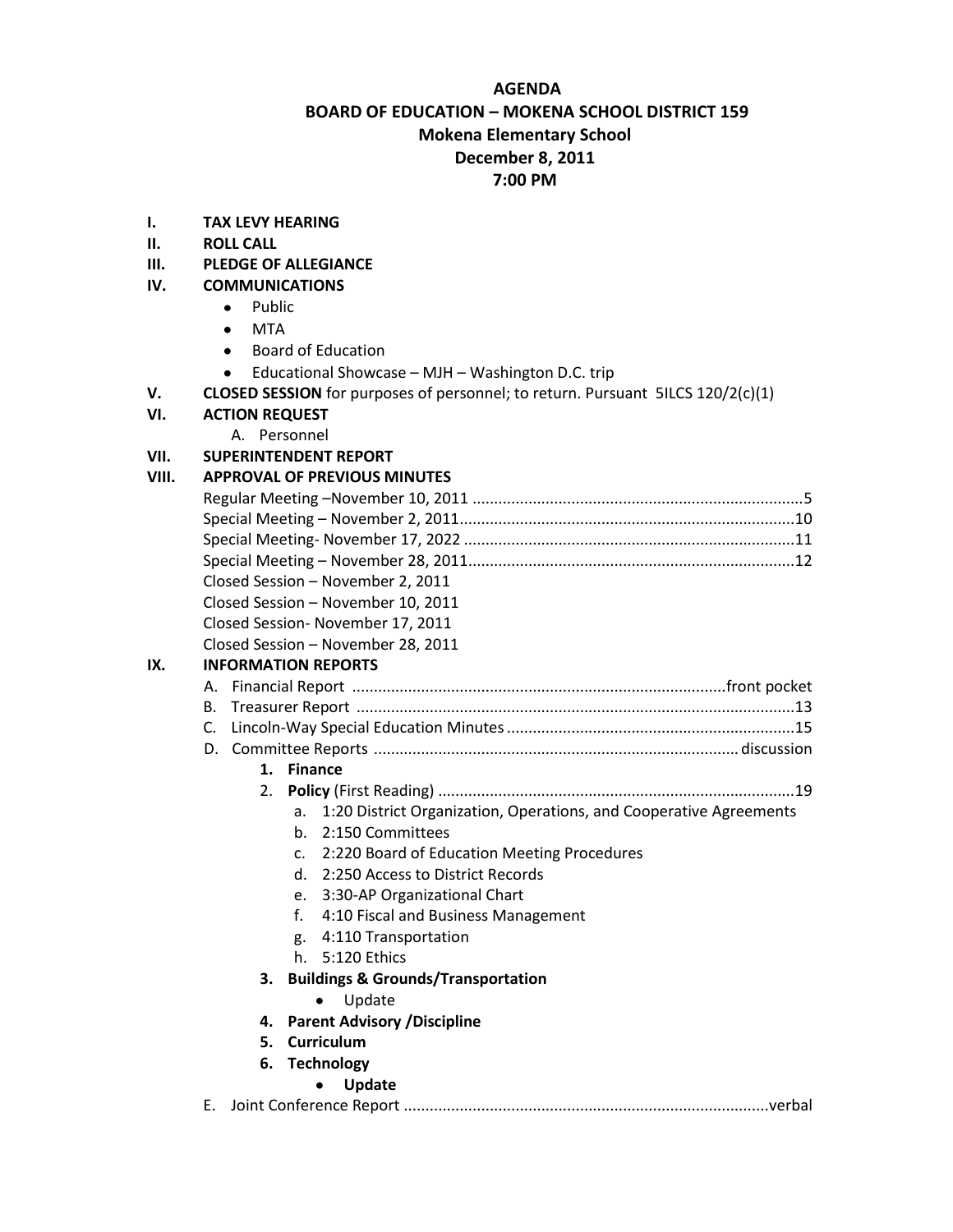# AGENDA

## BOARD OF EDUCATION – MOKENA SCHOOL DISTRICT 159

**Mokena Elementary School**

**December 8, 2011**

**7:00 PM**

**I. TAX LEVY HEARING**

**II. ROLL CALL**

**III. PLEDGE OF ALLEGIANCE**

**IV. COMMUNICATIONS**

- Public
- MTA
- Board of Education
- Educational Showcase – MJH – Washington D.C. trip

**V. CLOSED SESSION** for purposes of personnel; to return. Pursuant 5ILCS 120/2(c)(1)

**VI. ACTION REQUEST**

A. Personnel

**VII. SUPERINTENDENT REPORT**

**VIII. APPROVAL OF PREVIOUS MINUTES**

Regular Meeting –November 10, 2011 ............................................................................5
Special Meeting – November 2, 2011.............................................................................10
Special Meeting- November 17, 2022 ............................................................................11
Special Meeting – November 28, 2011...........................................................................12
Closed Session – November 2, 2011
Closed Session – November 10, 2011
Closed Session- November 17, 2011
Closed Session – November 28, 2011

**IX. INFORMATION REPORTS**

A. Financial Report ......................................................................................front pocket
B. Treasurer Report .....................................................................................................13
C. Lincoln-Way Special Education Minutes ..................................................................15
D. Committee Reports ................................................................................... discussion

1. **Finance**
2. **Policy** (First Reading) ..................................................................................19
   a. 1:20 District Organization, Operations, and Cooperative Agreements
   b. 2:150 Committees
   c. 2:220 Board of Education Meeting Procedures
   d. 2:250 Access to District Records
   e. 3:30-AP Organizational Chart
   f. 4:10 Fiscal and Business Management
   g. 4:110 Transportation
   h. 5:120 Ethics
3. **Buildings & Grounds/Transportation**
   - Update
4. **Parent Advisory /Discipline**
5. **Curriculum**
6. **Technology**
   - **Update**

E. Joint Conference Report ....................................................................................verbal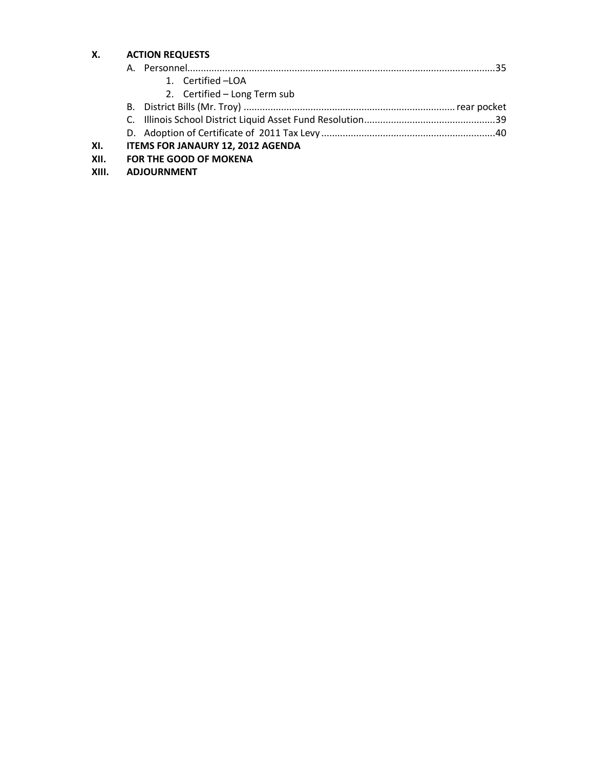**X. ACTION REQUESTS**

A. Personnel....................................................................................................................35

1. Certified –LOA
2. Certified – Long Term sub

B. District Bills (Mr. Troy) ............................................................................... rear pocket

C. Illinois School District Liquid Asset Fund Resolution.................................................39

D. Adoption of Certificate of 2011 Tax Levy .................................................................40

**XI. ITEMS FOR JANAURY 12, 2012 AGENDA**

**XII. FOR THE GOOD OF MOKENA**

**XIII. ADJOURNMENT**